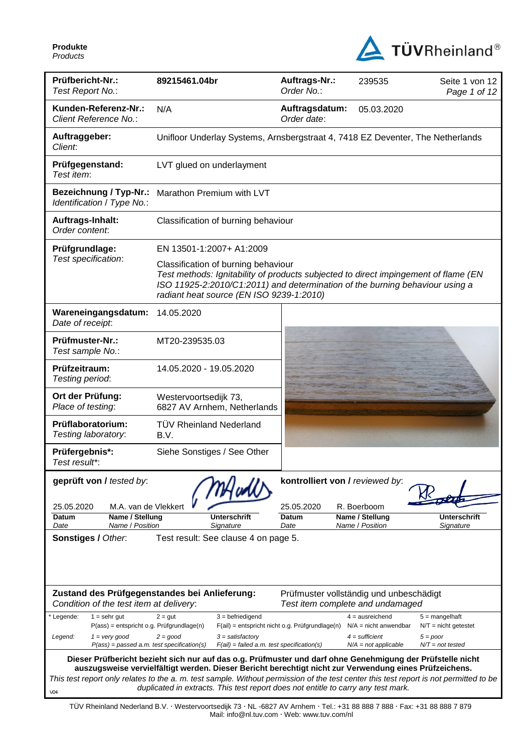**Produkte**
*Products*

TÜVRheinland®

| | | | | |
|---|---|---|---|---|
| **Prüfbericht-Nr.:** *Test Report No.:* | **89215461.04br** | **Auftrags-Nr.:** *Order No.:* | 239535 | Seite 1 von 12 *Page 1 of 12* |
| **Kunden-Referenz-Nr.:** *Client Reference No.:* | N/A | **Auftragsdatum:** *Order date:* | 05.03.2020 | |
| **Auftraggeber:** *Client:* | Unifloor Underlay Systems, Arnsbergstraat 4, 7418 EZ Deventer, The Netherlands | | | |
| **Prüfgegenstand:** *Test item:* | LVT glued on underlayment | | | |
| **Bezeichnung / Typ-Nr.:** *Identification / Type No.:* | Marathon Premium with LVT | | | |
| **Auftrags-Inhalt:** *Order content:* | Classification of burning behaviour | | | |
| **Prüfgrundlage:** *Test specification:* | EN 13501-1:2007+ A1:2009<br>Classification of burning behaviour<br>*Test methods: Ignitability of products subjected to direct impingement of flame (EN ISO 11925-2:2010/C1:2011) and determination of the burning behaviour using a radiant heat source (EN ISO 9239-1:2010)* | | | |
| **Wareneingangsdatum:** *Date of receipt:* | 14.05.2020 | | | |
| **Prüfmuster-Nr.:** *Test sample No.:* | MT20-239535.03 | | | |
| **Prüfzeitraum:** *Testing period:* | 14.05.2020 - 19.05.2020 | | | |
| **Ort der Prüfung:** *Place of testing:* | Westervoortsedijk 73, 6827 AV Arnhem, Netherlands | | | |
| **Prüflaboratorium:** *Testing laboratory:* | TÜV Rheinland Nederland B.V. | | | |
| **Prüfergebnis\*:** *Test result\*:* | Siehe Sonstiges / See Other | | | |

| **geprüft von /** *tested by:* | | | **kontrolliert von /** *reviewed by:* | | |
|---|---|---|---|---|---|
| 25.05.2020 | M.A. van de Vlekkert | | 25.05.2020 | R. Boerboom | |
| **Datum** *Date* | **Name / Stellung** *Name / Position* | **Unterschrift** *Signature* | **Datum** *Date* | **Name / Stellung** *Name / Position* | **Unterschrift** *Signature* |

**Sonstiges /** *Other:* Test result: See clause 4 on page 5.

**Zustand des Prüfgegenstandes bei Anlieferung:** *Condition of the test item at delivery:* Prüfmuster vollständig und unbeschädigt *Test item complete and undamaged*

| | | | | | |
|---|---|---|---|---|---|
| \* Legende: | 1 = sehr gut<br>P(ass) = entspricht o.g. Prüfgrundlage(n) | 2 = gut | 3 = befriedigend<br>F(ail) = entspricht nicht o.g. Prüfgrundlage(n) | 4 = ausreichend<br>N/A = nicht anwendbar | 5 = mangelhaft<br>N/T = nicht getestet |
| *Legend:* | *1 = very good*<br>*P(ass) = passed a.m. test specification(s)* | *2 = good* | *3 = satisfactory*<br>*F(ail) = failed a.m. test specification(s)* | *4 = sufficient*<br>*N/A = not applicable* | *5 = poor*<br>*N/T = not tested* |

**Dieser Prüfbericht bezieht sich nur auf das o.g. Prüfmuster und darf ohne Genehmigung der Prüfstelle nicht auszugsweise vervielfältigt werden. Dieser Bericht berechtigt nicht zur Verwendung eines Prüfzeichens.**
*This test report only relates to the a. m. test sample. Without permission of the test center this test report is not permitted to be duplicated in extracts. This test report does not entitle to carry any test mark.*

V04

TÜV Rheinland Nederland B.V. · Westervoortsedijk 73 · NL -6827 AV Arnhem · Tel.: +31 88 888 7 888 · Fax: +31 88 888 7 879
Mail: info@nl.tuv.com · Web: www.tuv.com/nl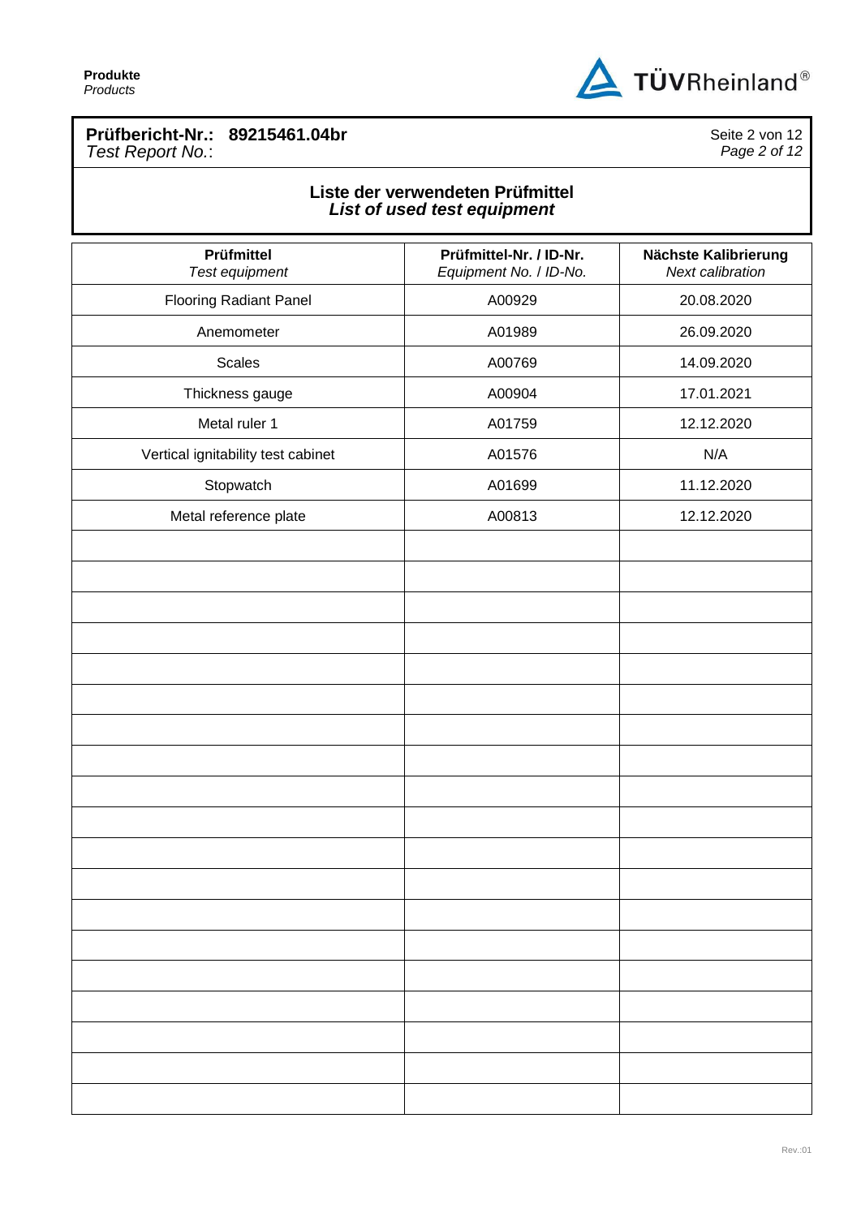**Prüfbericht-Nr.: 89215461.04br**
*Test Report No.:*

## Liste der verwendeten Prüfmittel
### *List of used test equipment*

| Prüfmittel<br>*Test equipment* | Prüfmittel-Nr. / ID-Nr.<br>*Equipment No. / ID-No.* | Nächste Kalibrierung<br>*Next calibration* |
|---|---|---|
| Flooring Radiant Panel | A00929 | 20.08.2020 |
| Anemometer | A01989 | 26.09.2020 |
| Scales | A00769 | 14.09.2020 |
| Thickness gauge | A00904 | 17.01.2021 |
| Metal ruler 1 | A01759 | 12.12.2020 |
| Vertical ignitability test cabinet | A01576 | N/A |
| Stopwatch | A01699 | 11.12.2020 |
| Metal reference plate | A00813 | 12.12.2020 |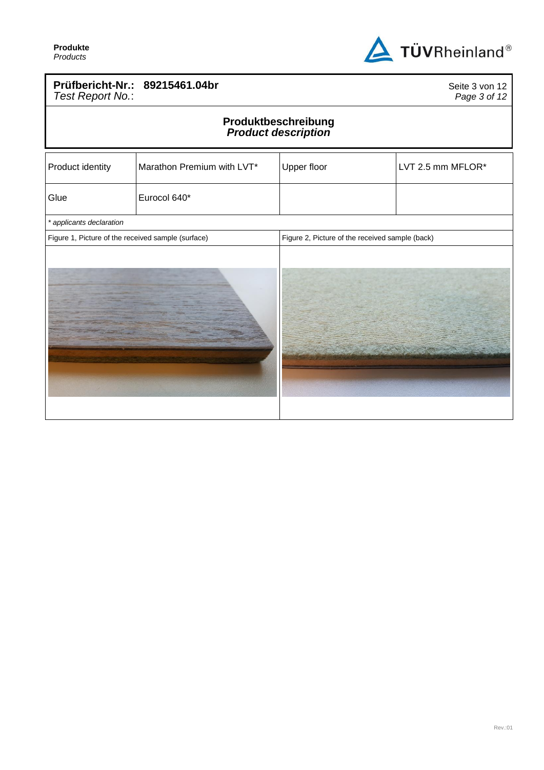**Produkte**
*Products*

**Prüfbericht-Nr.: 89215461.04br**
*Test Report No.:*

## Produktbeschreibung
## *Product description*

| Product identity | Marathon Premium with LVT* | Upper floor | LVT 2.5 mm MFLOR* |
|---|---|---|---|
| Glue | Eurocol 640* | | |

*\* applicants declaration*

Figure 1, Picture of the received sample (surface)

Figure 2, Picture of the received sample (back)

Rev.:01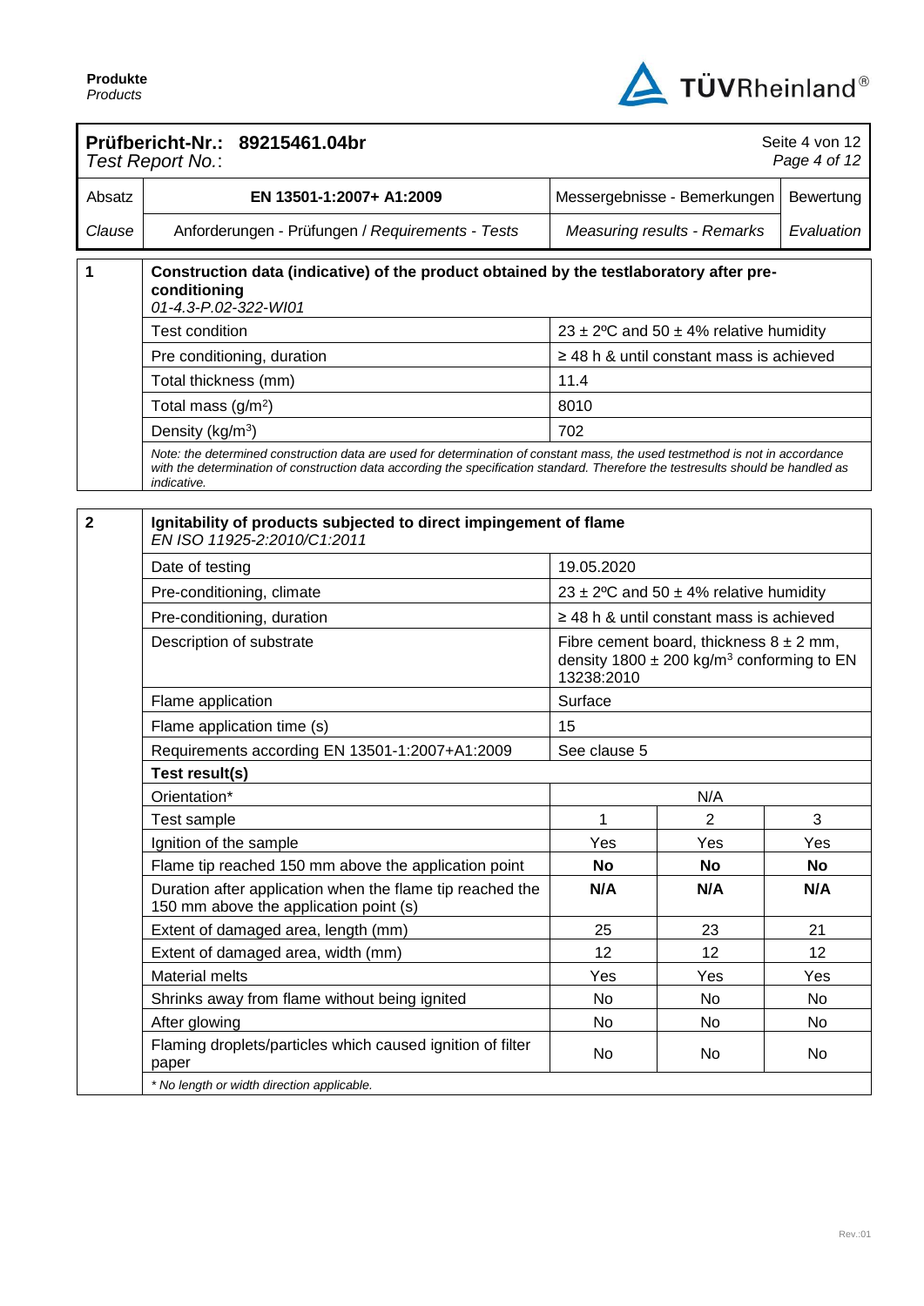**Prüfbericht-Nr.: 89215461.04br**
*Test Report No.:*

| Absatz | EN 13501-1:2007+ A1:2009 | Messergebnisse - Bemerkungen | Bewertung |
|---|---|---|---|
| *Clause* | Anforderungen - Prüfungen / *Requirements - Tests* | *Measuring results - Remarks* | *Evaluation* |

| 1 | **Construction data (indicative) of the product obtained by the testlaboratory after pre-conditioning** *01-4.3-P.02-322-WI01* | |
|---|---|---|
| | Test condition | 23 ± 2ºC and 50 ± 4% relative humidity |
| | Pre conditioning, duration | ≥ 48 h & until constant mass is achieved |
| | Total thickness (mm) | 11.4 |
| | Total mass (g/m²) | 8010 |
| | Density (kg/m³) | 702 |
| | *Note: the determined construction data are used for determination of constant mass, the used testmethod is not in accordance with the determination of construction data according the specification standard. Therefore the testresults should be handled as indicative.* | |

| 2 | **Ignitability of products subjected to direct impingement of flame** *EN ISO 11925-2:2010/C1:2011* | | | |
|---|---|---|---|---|
| | Date of testing | 19.05.2020 | | |
| | Pre-conditioning, climate | 23 ± 2ºC and 50 ± 4% relative humidity | | |
| | Pre-conditioning, duration | ≥ 48 h & until constant mass is achieved | | |
| | Description of substrate | Fibre cement board, thickness 8 ± 2 mm, density 1800 ± 200 kg/m³ conforming to EN 13238:2010 | | |
| | Flame application | Surface | | |
| | Flame application time (s) | 15 | | |
| | Requirements according EN 13501-1:2007+A1:2009 | See clause 5 | | |
| | **Test result(s)** | | | |
| | Orientation* | N/A | | |
| | Test sample | 1 | 2 | 3 |
| | Ignition of the sample | Yes | Yes | Yes |
| | Flame tip reached 150 mm above the application point | **No** | **No** | **No** |
| | Duration after application when the flame tip reached the 150 mm above the application point (s) | **N/A** | **N/A** | **N/A** |
| | Extent of damaged area, length (mm) | 25 | 23 | 21 |
| | Extent of damaged area, width (mm) | 12 | 12 | 12 |
| | Material melts | Yes | Yes | Yes |
| | Shrinks away from flame without being ignited | No | No | No |
| | After glowing | No | No | No |
| | Flaming droplets/particles which caused ignition of filter paper | No | No | No |
| | *\* No length or width direction applicable.* | | | |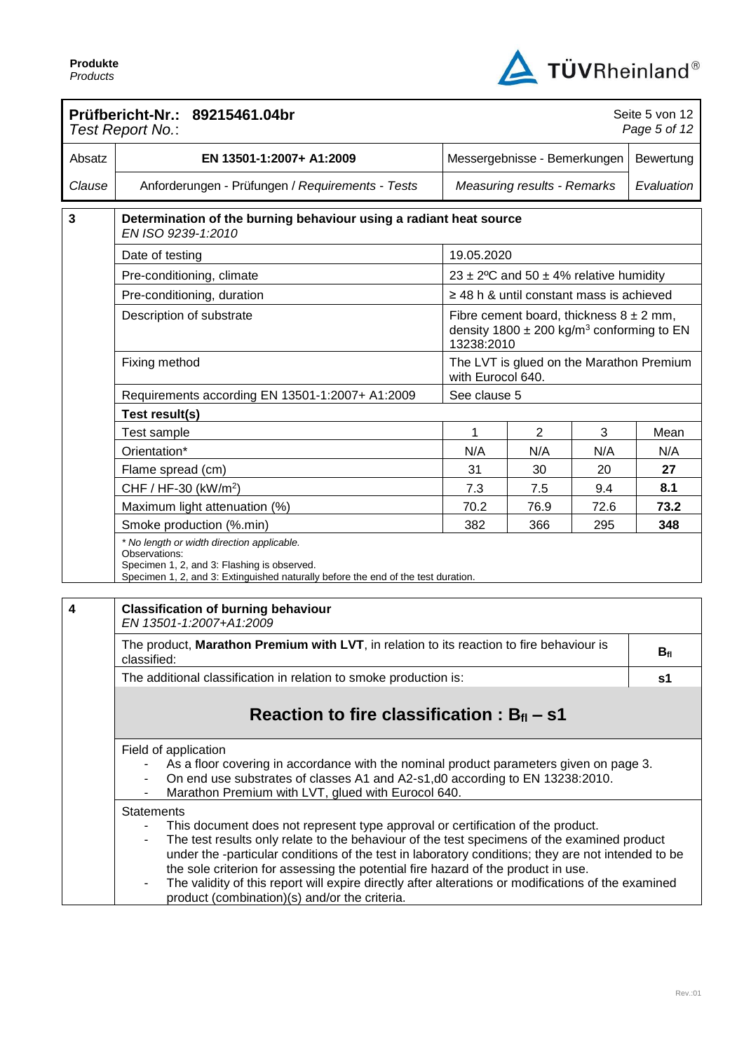**Prüfbericht-Nr.: 89215461.04br**
*Test Report No.:*

| Absatz | EN 13501-1:2007+ A1:2009 | Messergebnisse - Bemerkungen | Bewertung |
|---|---|---|---|
| *Clause* | Anforderungen - Prüfungen / *Requirements - Tests* | *Measuring results - Remarks* | *Evaluation* |

## 3 Determination of the burning behaviour using a radiant heat source

*EN ISO 9239-1:2010*

| | | | | |
|---|---|---|---|---|
| Date of testing | 19.05.2020 | | | |
| Pre-conditioning, climate | 23 ± 2ºC and 50 ± 4% relative humidity | | | |
| Pre-conditioning, duration | ≥ 48 h & until constant mass is achieved | | | |
| Description of substrate | Fibre cement board, thickness 8 ± 2 mm, density 1800 ± 200 kg/m³ conforming to EN 13238:2010 | | | |
| Fixing method | The LVT is glued on the Marathon Premium with Eurocol 640. | | | |
| Requirements according EN 13501-1:2007+ A1:2009 | See clause 5 | | | |
| **Test result(s)** | | | | |
| Test sample | 1 | 2 | 3 | Mean |
| Orientation* | N/A | N/A | N/A | N/A |
| Flame spread (cm) | 31 | 30 | 20 | **27** |
| CHF / HF-30 (kW/m²) | 7.3 | 7.5 | 9.4 | **8.1** |
| Maximum light attenuation (%) | 70.2 | 76.9 | 72.6 | **73.2** |
| Smoke production (%.min) | 382 | 366 | 295 | **348** |

*\* No length or width direction applicable.*
Observations:
Specimen 1, 2, and 3: Flashing is observed.
Specimen 1, 2, and 3: Extinguished naturally before the end of the test duration.

## 4 Classification of burning behaviour

*EN 13501-1:2007+A1:2009*

| | |
|---|---|
| The product, **Marathon Premium with LVT**, in relation to its reaction to fire behaviour is classified: | **$B_{fl}$** |
| The additional classification in relation to smoke production is: | **s1** |

### Reaction to fire classification : $B_{fl}$ – s1

Field of application
- As a floor covering in accordance with the nominal product parameters given on page 3.
- On end use substrates of classes A1 and A2-s1,d0 according to EN 13238:2010.
- Marathon Premium with LVT, glued with Eurocol 640.

Statements
- This document does not represent type approval or certification of the product.
- The test results only relate to the behaviour of the test specimens of the examined product under the -particular conditions of the test in laboratory conditions; they are not intended to be the sole criterion for assessing the potential fire hazard of the product in use.
- The validity of this report will expire directly after alterations or modifications of the examined product (combination)(s) and/or the criteria.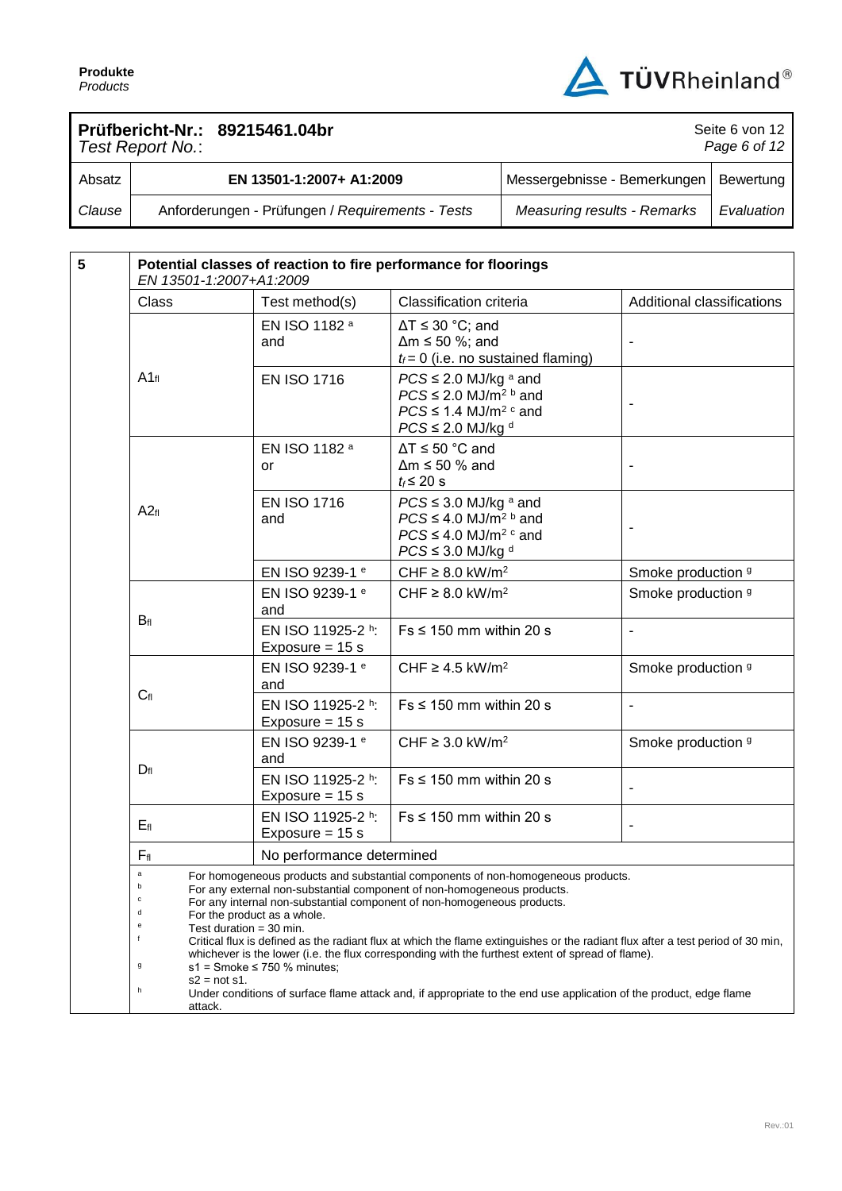**Prüfbericht-Nr.: 89215461.04br**
*Test Report No.:*

| Absatz | EN 13501-1:2007+ A1:2009 | Messergebnisse - Bemerkungen | Bewertung |
|---|---|---|---|
| *Clause* | Anforderungen - Prüfungen / *Requirements - Tests* | *Measuring results - Remarks* | *Evaluation* |

**5 Potential classes of reaction to fire performance for floorings**
*EN 13501-1:2007+A1:2009*

| Class | Test method(s) | Classification criteria | Additional classifications |
|---|---|---|---|
| $A1_{fl}$ | EN ISO 1182 [a] and | $\Delta T \leq 30$ °C; and $\Delta m \leq 50$ %; and $t_f = 0$ (i.e. no sustained flaming) | - |
| | EN ISO 1716 | $PCS \leq 2.0$ MJ/kg [a] and $PCS \leq 2.0$ MJ/m² [b] and $PCS \leq 1.4$ MJ/m² [c] and $PCS \leq 2.0$ MJ/kg [d] | - |
| $A2_{fl}$ | EN ISO 1182 [a] or | $\Delta T \leq 50$ °C and $\Delta m \leq 50$ % and $t_f \leq 20$ s | - |
| | EN ISO 1716 and | $PCS \leq 3.0$ MJ/kg [a] and $PCS \leq 4.0$ MJ/m² [b] and $PCS \leq 4.0$ MJ/m² [c] and $PCS \leq 3.0$ MJ/kg [d] | - |
| | EN ISO 9239-1 [e] | CHF ≥ 8.0 kW/m² | Smoke production [g] |
| $B_{fl}$ | EN ISO 9239-1 [e] and | CHF ≥ 8.0 kW/m² | Smoke production [g] |
| | EN ISO 11925-2 [h]: Exposure = 15 s | Fs ≤ 150 mm within 20 s | - |
| $C_{fl}$ | EN ISO 9239-1 [e] and | CHF ≥ 4.5 kW/m² | Smoke production [g] |
| | EN ISO 11925-2 [h]: Exposure = 15 s | Fs ≤ 150 mm within 20 s | - |
| $D_{fl}$ | EN ISO 9239-1 [e] and | CHF ≥ 3.0 kW/m² | Smoke production [g] |
| | EN ISO 11925-2 [h]: Exposure = 15 s | Fs ≤ 150 mm within 20 s | - |
| $E_{fl}$ | EN ISO 11925-2 [h]: Exposure = 15 s | Fs ≤ 150 mm within 20 s | - |
| $F_{fl}$ | No performance determined | | |

[a] For homogeneous products and substantial components of non-homogeneous products.
[b] For any external non-substantial component of non-homogeneous products.
[c] For any internal non-substantial component of non-homogeneous products.
[d] For the product as a whole.
[e] Test duration = 30 min.
[f] Critical flux is defined as the radiant flux at which the flame extinguishes or the radiant flux after a test period of 30 min, whichever is the lower (i.e. the flux corresponding with the furthest extent of spread of flame).
[g] s1 = Smoke ≤ 750 % minutes;
s2 = not s1.
[h] Under conditions of surface flame attack and, if appropriate to the end use application of the product, edge flame attack.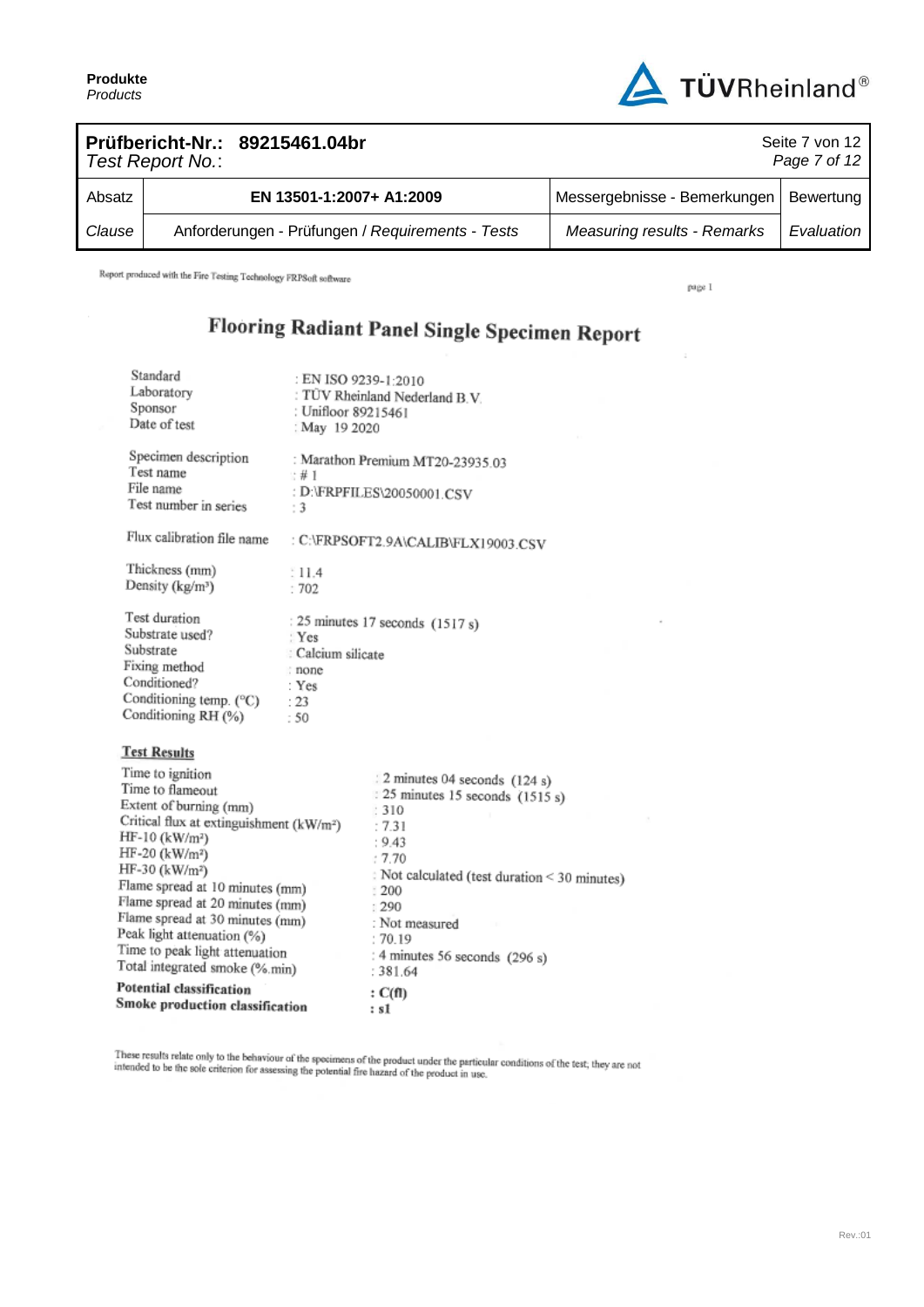| Absatz | EN 13501-1:2007+ A1:2009 | Messergebnisse - Bemerkungen | Bewertung |
|---|---|---|---|
| *Clause* | Anforderungen - Prüfungen / *Requirements - Tests* | *Measuring results - Remarks* | *Evaluation* |

Report produced with the Fire Testing Technology FRPSoft software

page 1

# Flooring Radiant Panel Single Specimen Report

| | |
|---|---|
| Standard | : EN ISO 9239-1:2010 |
| Laboratory | : TÜV Rheinland Nederland B.V. |
| Sponsor | : Unifloor 89215461 |
| Date of test | : May 19 2020 |
| Specimen description | : Marathon Premium MT20-23935.03 |
| Test name | : # 1 |
| File name | : D:\FRPFILES\20050001.CSV |
| Test number in series | : 3 |
| Flux calibration file name | : C:\FRPSOFT2.9A\CALIB\FLX19003.CSV |
| Thickness (mm) | : 11.4 |
| Density (kg/m³) | : 702 |
| Test duration | : 25 minutes 17 seconds (1517 s) |
| Substrate used? | : Yes |
| Substrate | : Calcium silicate |
| Fixing method | : none |
| Conditioned? | : Yes |
| Conditioning temp. (°C) | : 23 |
| Conditioning RH (%) | : 50 |

**Test Results**

| | |
|---|---|
| Time to ignition | : 2 minutes 04 seconds (124 s) |
| Time to flameout | : 25 minutes 15 seconds (1515 s) |
| Extent of burning (mm) | : 310 |
| Critical flux at extinguishment (kW/m²) | : 7.31 |
| HF-10 (kW/m²) | : 9.43 |
| HF-20 (kW/m²) | : 7.70 |
| HF-30 (kW/m²) | : Not calculated (test duration < 30 minutes) |
| Flame spread at 10 minutes (mm) | : 200 |
| Flame spread at 20 minutes (mm) | : 290 |
| Flame spread at 30 minutes (mm) | : Not measured |
| Peak light attenuation (%) | : 70.19 |
| Time to peak light attenuation | : 4 minutes 56 seconds (296 s) |
| Total integrated smoke (%.min) | : 381.64 |
| **Potential classification** | **: C(fl)** |
| **Smoke production classification** | **: s1** |

These results relate only to the behaviour of the specimens of the product under the particular conditions of the test; they are not intended to be the sole criterion for assessing the potential fire hazard of the product in use.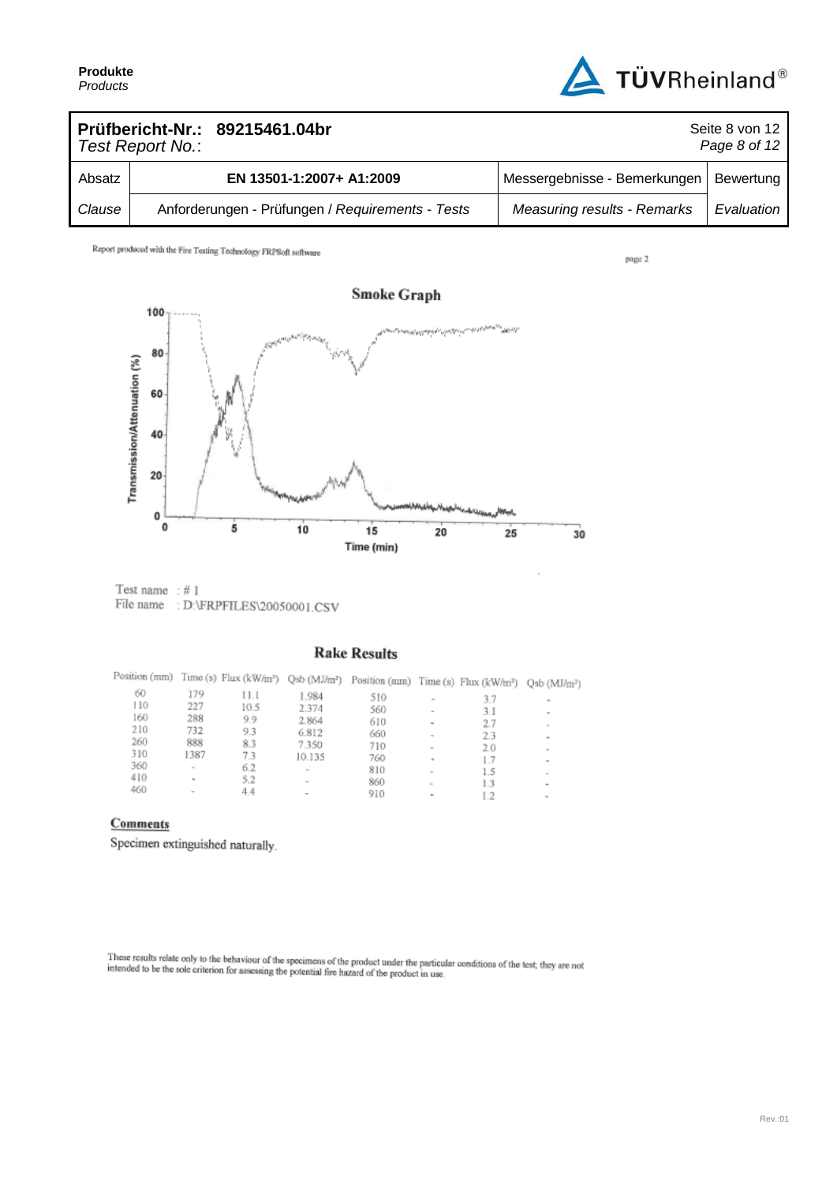| Prüfbericht-Nr.: 89215461.04br *Test Report No.:* | | | |
|---|---|---|---|
| Absatz | EN 13501-1:2007+ A1:2009 | Messergebnisse - Bemerkungen | Bewertung |
| *Clause* | Anforderungen - Prüfungen / *Requirements - Tests* | *Measuring results - Remarks* | *Evaluation* |

Report produced with the Fire Testing Technology FRPSoft software

page 2

## Smoke Graph

Transmission/Attenuation (%)

Time (min)

Test name : # 1
File name : D:\FRPFILES\20050001.CSV

## Rake Results

| Position (mm) | Time (s) | Flux (kW/m²) | Qsb (MJ/m²) | Position (mm) | Time (s) | Flux (kW/m²) | Qsb (MJ/m²) |
|---|---|---|---|---|---|---|---|
| 60 | 179 | 11.1 | 1.984 | 510 | - | 3.7 | - |
| 110 | 227 | 10.5 | 2.374 | 560 | - | 3.1 | - |
| 160 | 288 | 9.9 | 2.864 | 610 | - | 2.7 | - |
| 210 | 732 | 9.3 | 6.812 | 660 | - | 2.3 | - |
| 260 | 888 | 8.3 | 7.350 | 710 | - | 2.0 | - |
| 310 | 1387 | 7.3 | 10.135 | 760 | - | 1.7 | - |
| 360 | - | 6.2 | - | 810 | - | 1.5 | - |
| 410 | - | 5.2 | - | 860 | - | 1.3 | - |
| 460 | - | 4.4 | - | 910 | - | 1.2 | - |

## Comments

Specimen extinguished naturally.

These results relate only to the behaviour of the specimens of the product under the particular conditions of the test; they are not intended to be the sole criterion for assessing the potential fire hazard of the product in use.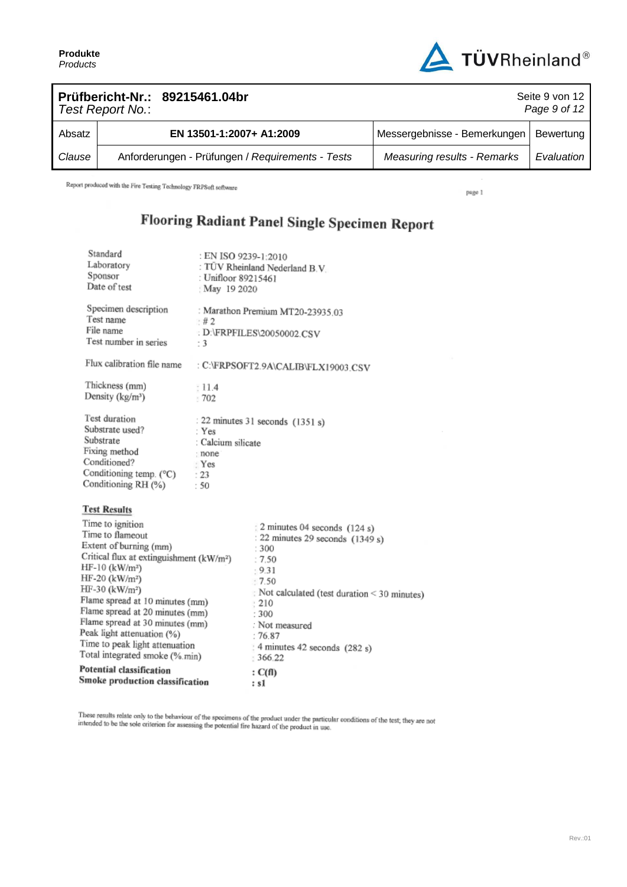| Absatz | EN 13501-1:2007+ A1:2009 | Messergebnisse - Bemerkungen | Bewertung |
|---|---|---|---|
| *Clause* | Anforderungen - Prüfungen / *Requirements - Tests* | *Measuring results - Remarks* | *Evaluation* |

Report produced with the Fire Testing Technology FRPSoft software

page 1

# Flooring Radiant Panel Single Specimen Report

| | |
|---|---|
| Standard | : EN ISO 9239-1:2010 |
| Laboratory | : TÜV Rheinland Nederland B.V. |
| Sponsor | : Unifloor 89215461 |
| Date of test | : May 19 2020 |
| Specimen description | : Marathon Premium MT20-23935.03 |
| Test name | : # 2 |
| File name | : D:\FRPFILES\20050002.CSV |
| Test number in series | : 3 |
| Flux calibration file name | : C:\FRPSOFT2.9A\CALIB\FLX19003.CSV |
| Thickness (mm) | : 11.4 |
| Density (kg/m³) | : 702 |
| Test duration | : 22 minutes 31 seconds (1351 s) |
| Substrate used? | : Yes |
| Substrate | : Calcium silicate |
| Fixing method | : none |
| Conditioned? | : Yes |
| Conditioning temp. (°C) | : 23 |
| Conditioning RH (%) | : 50 |

**Test Results**

| | |
|---|---|
| Time to ignition | : 2 minutes 04 seconds (124 s) |
| Time to flameout | : 22 minutes 29 seconds (1349 s) |
| Extent of burning (mm) | : 300 |
| Critical flux at extinguishment (kW/m²) | : 7.50 |
| HF-10 (kW/m²) | : 9.31 |
| HF-20 (kW/m²) | : 7.50 |
| HF-30 (kW/m²) | : Not calculated (test duration < 30 minutes) |
| Flame spread at 10 minutes (mm) | : 210 |
| Flame spread at 20 minutes (mm) | : 300 |
| Flame spread at 30 minutes (mm) | : Not measured |
| Peak light attenuation (%) | : 76.87 |
| Time to peak light attenuation | : 4 minutes 42 seconds (282 s) |
| Total integrated smoke (%.min) | : 366.22 |
| **Potential classification** | **: C(fl)** |
| **Smoke production classification** | **: s1** |

These results relate only to the behaviour of the specimens of the product under the particular conditions of the test; they are not intended to be the sole criterion for assessing the potential fire hazard of the product in use.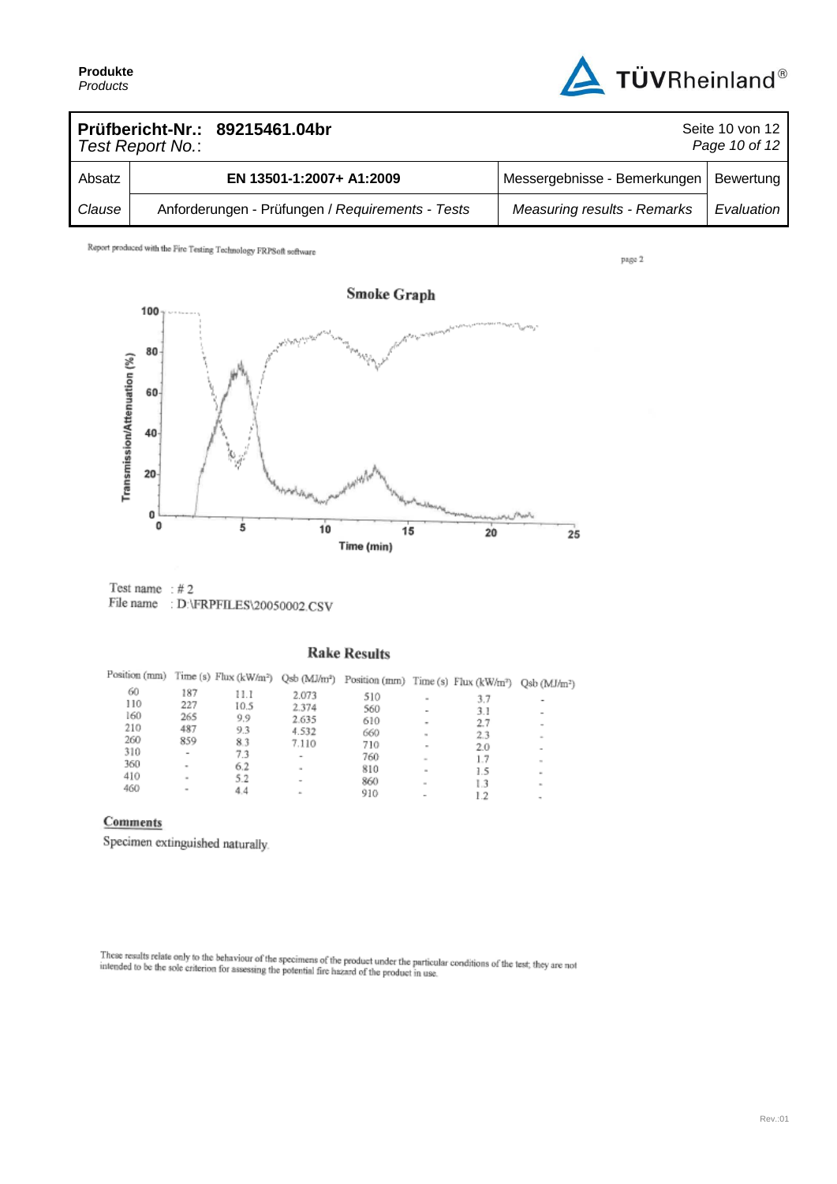**Prüfbericht-Nr.: 89215461.04br**
*Test Report No.:*

| Absatz | EN 13501-1:2007+ A1:2009 | Messergebnisse - Bemerkungen | Bewertung |
|---|---|---|---|
| *Clause* | Anforderungen - Prüfungen / *Requirements - Tests* | *Measuring results - Remarks* | *Evaluation* |

Report produced with the Fire Testing Technology FRPSoft software

page 2

## Smoke Graph

Transmission/Attenuation (%)

Time (min)

Test name : # 2
File name : D:\FRPFILES\20050002.CSV

## Rake Results

| Position (mm) | Time (s) | Flux (kW/m²) | Qsb (MJ/m²) | Position (mm) | Time (s) | Flux (kW/m²) | Qsb (MJ/m²) |
|---|---|---|---|---|---|---|---|
| 60 | 187 | 11.1 | 2.073 | 510 | - | 3.7 | - |
| 110 | 227 | 10.5 | 2.374 | 560 | - | 3.1 | - |
| 160 | 265 | 9.9 | 2.635 | 610 | - | 2.7 | - |
| 210 | 487 | 9.3 | 4.532 | 660 | - | 2.3 | - |
| 260 | 859 | 8.3 | 7.110 | 710 | - | 2.0 | - |
| 310 | - | 7.3 | - | 760 | - | 1.7 | - |
| 360 | - | 6.2 | - | 810 | - | 1.5 | - |
| 410 | - | 5.2 | - | 860 | - | 1.3 | - |
| 460 | - | 4.4 | - | 910 | - | 1.2 | - |

### Comments

Specimen extinguished naturally.

These results relate only to the behaviour of the specimens of the product under the particular conditions of the test; they are not intended to be the sole criterion for assessing the potential fire hazard of the product in use.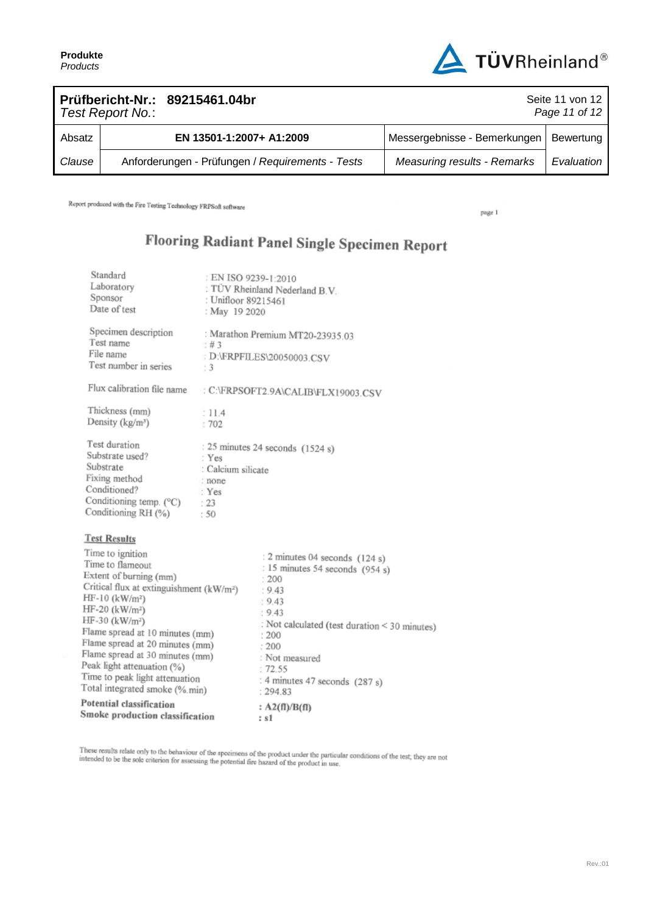| Prüfbericht-Nr.: 89215461.04br *Test Report No.:* | | | |
|---|---|---|---|
| Absatz | EN 13501-1:2007+ A1:2009 | Messergebnisse - Bemerkungen | Bewertung |
| *Clause* | Anforderungen - Prüfungen / *Requirements - Tests* | *Measuring results - Remarks* | *Evaluation* |

Report produced with the Fire Testing Technology FRPSoft software

page 1

# Flooring Radiant Panel Single Specimen Report

| | |
|---|---|
| Standard | : EN ISO 9239-1:2010 |
| Laboratory | : TÜV Rheinland Nederland B.V. |
| Sponsor | : Unifloor 89215461 |
| Date of test | : May 19 2020 |
| | |
| Specimen description | : Marathon Premium MT20-23935.03 |
| Test name | : # 3 |
| File name | : D:\FRPFILES\20050003.CSV |
| Test number in series | : 3 |
| | |
| Flux calibration file name | : C:\FRPSOFT2.9A\CALIB\FLX19003.CSV |
| | |
| Thickness (mm) | : 11.4 |
| Density (kg/m³) | : 702 |
| | |
| Test duration | : 25 minutes 24 seconds (1524 s) |
| Substrate used? | : Yes |
| Substrate | : Calcium silicate |
| Fixing method | : none |
| Conditioned? | : Yes |
| Conditioning temp. (°C) | : 23 |
| Conditioning RH (%) | : 50 |

**Test Results**

| | |
|---|---|
| Time to ignition | : 2 minutes 04 seconds (124 s) |
| Time to flameout | : 15 minutes 54 seconds (954 s) |
| Extent of burning (mm) | : 200 |
| Critical flux at extinguishment (kW/m²) | : 9.43 |
| HF-10 (kW/m²) | : 9.43 |
| HF-20 (kW/m²) | : 9.43 |
| HF-30 (kW/m²) | : Not calculated (test duration < 30 minutes) |
| Flame spread at 10 minutes (mm) | : 200 |
| Flame spread at 20 minutes (mm) | : 200 |
| Flame spread at 30 minutes (mm) | : Not measured |
| Peak light attenuation (%) | : 72.55 |
| Time to peak light attenuation | : 4 minutes 47 seconds (287 s) |
| Total integrated smoke (%.min) | : 294.83 |
| **Potential classification** | **: A2(fl)/B(fl)** |
| **Smoke production classification** | **: s1** |

These results relate only to the behaviour of the specimens of the product under the particular conditions of the test; they are not intended to be the sole criterion for assessing the potential fire hazard of the product in use.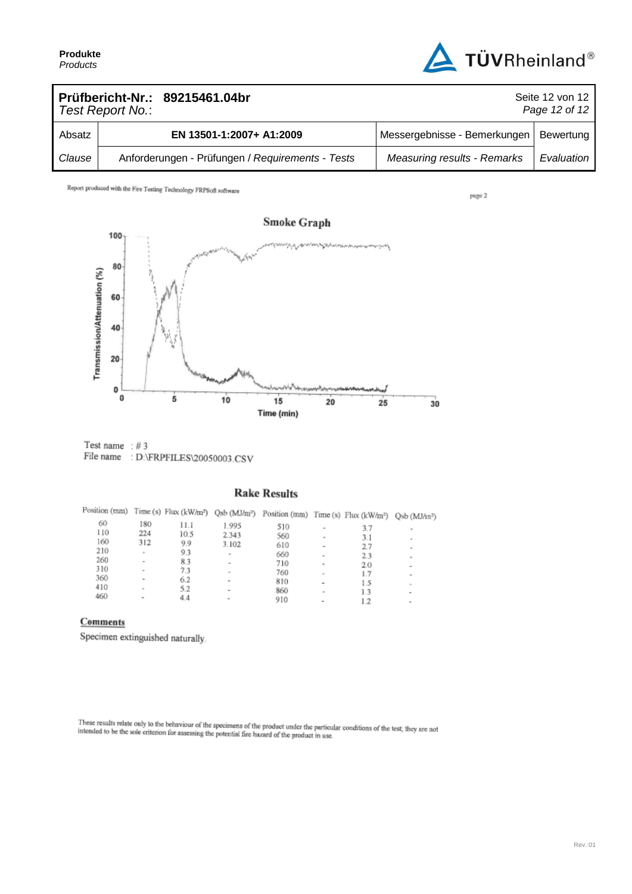**Produkte**
*Products*

| | | | |
|---|---|---|---|
| **Prüfbericht-Nr.: 89215461.04br** *Test Report No.:* | | | |
| Absatz | **EN 13501-1:2007+ A1:2009** | Messergebnisse - Bemerkungen | Bewertung |
| *Clause* | Anforderungen - Prüfungen / *Requirements - Tests* | *Measuring results - Remarks* | *Evaluation* |

Report produced with the Fire Testing Technology FRPSoft software

page 2

## Smoke Graph

Transmission/Attenuation (%)

100
80
60
40
20
0

0 5 10 15 20 25 30

Time (min)

Test name : # 3
File name : D:\FRPFILES\20050003.CSV

## Rake Results

| Position (mm) | Time (s) | Flux (kW/m²) | Qsb (MJ/m²) | Position (mm) | Time (s) | Flux (kW/m²) | Qsb (MJ/m²) |
|---|---|---|---|---|---|---|---|
| 60 | 180 | 11.1 | 1.995 | 510 | - | 3.7 | - |
| 110 | 224 | 10.5 | 2.343 | 560 | - | 3.1 | - |
| 160 | 312 | 9.9 | 3.102 | 610 | - | 2.7 | - |
| 210 | - | 9.3 | - | 660 | - | 2.3 | - |
| 260 | - | 8.3 | - | 710 | - | 2.0 | - |
| 310 | - | 7.3 | - | 760 | - | 1.7 | - |
| 360 | - | 6.2 | - | 810 | - | 1.5 | - |
| 410 | - | 5.2 | - | 860 | - | 1.3 | - |
| 460 | - | 4.4 | - | 910 | - | 1.2 | - |

**Comments**

Specimen extinguished naturally.

These results relate only to the behaviour of the specimens of the product under the particular conditions of the test; they are not intended to be the sole criterion for assessing the potential fire hazard of the product in use.